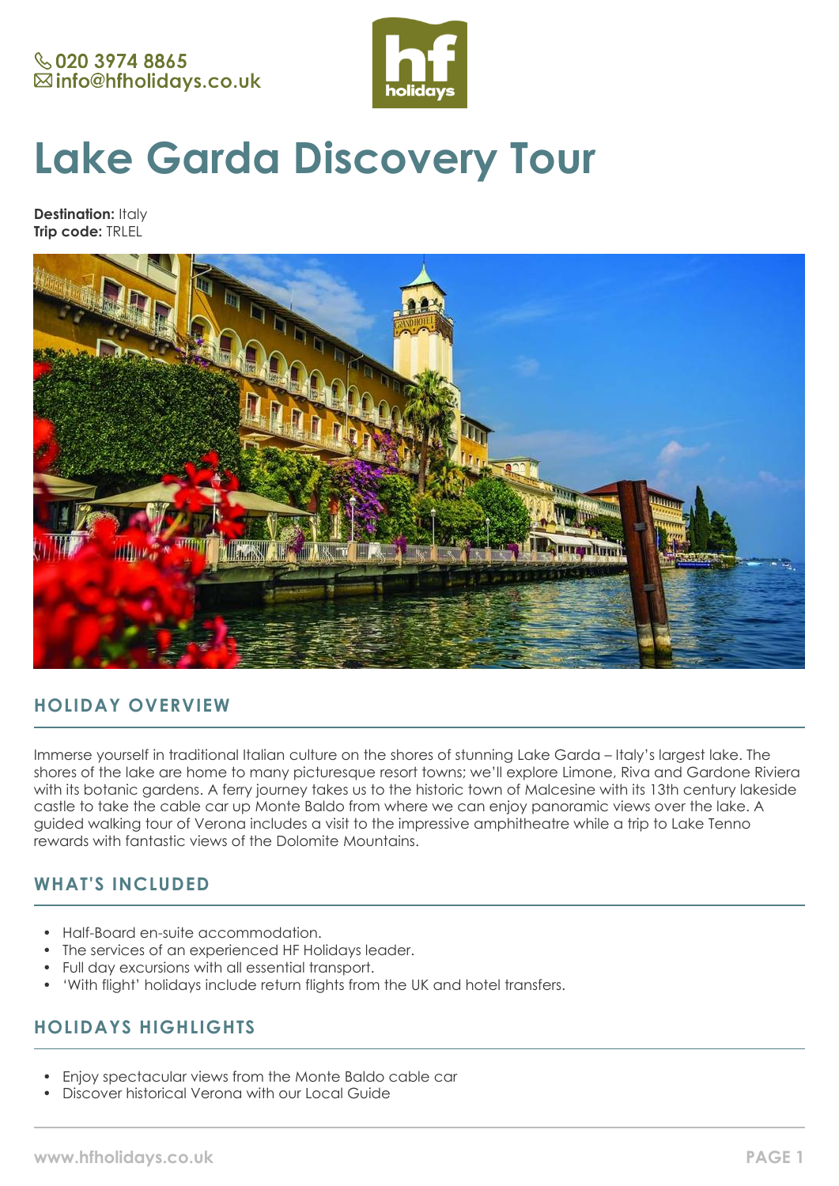020 3974 8865
info@hfholidays.co.uk

# Lake Garda Discovery Tour

**Destination:** Italy
**Trip code:** TRLEL

## HOLIDAY OVERVIEW

Immerse yourself in traditional Italian culture on the shores of stunning Lake Garda – Italy's largest lake. The shores of the lake are home to many picturesque resort towns; we'll explore Limone, Riva and Gardone Riviera with its botanic gardens. A ferry journey takes us to the historic town of Malcesine with its 13th century lakeside castle to take the cable car up Monte Baldo from where we can enjoy panoramic views over the lake. A guided walking tour of Verona includes a visit to the impressive amphitheatre while a trip to Lake Tenno rewards with fantastic views of the Dolomite Mountains.

## WHAT'S INCLUDED

- Half-Board en-suite accommodation.
- The services of an experienced HF Holidays leader.
- Full day excursions with all essential transport.
- 'With flight' holidays include return flights from the UK and hotel transfers.

## HOLIDAYS HIGHLIGHTS

- Enjoy spectacular views from the Monte Baldo cable car
- Discover historical Verona with our Local Guide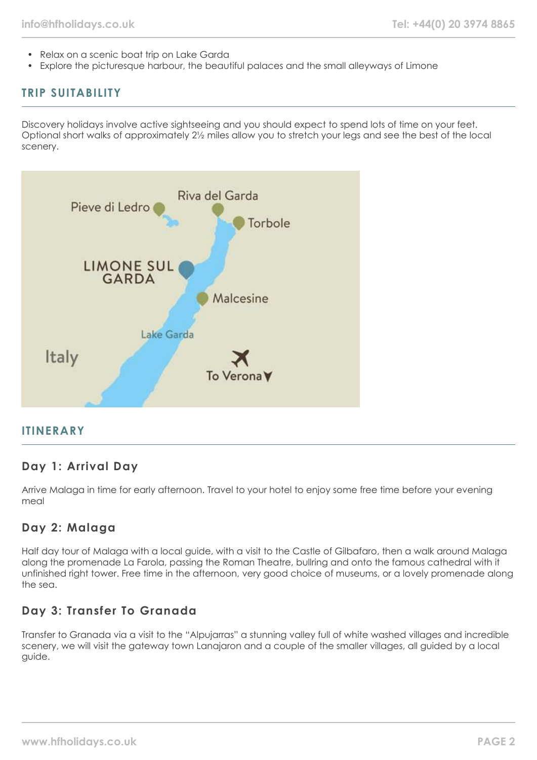- Relax on a scenic boat trip on Lake Garda
- Explore the picturesque harbour, the beautiful palaces and the small alleyways of Limone

## TRIP SUITABILITY

Discovery holidays involve active sightseeing and you should expect to spend lots of time on your feet. Optional short walks of approximately 2½ miles allow you to stretch your legs and see the best of the local scenery.

Pieve di Ledro
Riva del Garda
Torbole
LIMONE SUL GARDA
Malcesine
Lake Garda
Italy
To Verona

## ITINERARY

### Day 1: Arrival Day

Arrive Malaga in time for early afternoon. Travel to your hotel to enjoy some free time before your evening meal

### Day 2: Malaga

Half day tour of Malaga with a local guide, with a visit to the Castle of Gilbafaro, then a walk around Malaga along the promenade La Farola, passing the Roman Theatre, bullring and onto the famous cathedral with it unfinished right tower. Free time in the afternoon, very good choice of museums, or a lovely promenade along the sea.

### Day 3: Transfer To Granada

Transfer to Granada via a visit to the "Alpujarras" a stunning valley full of white washed villages and incredible scenery, we will visit the gateway town Lanajaron and a couple of the smaller villages, all guided by a local guide.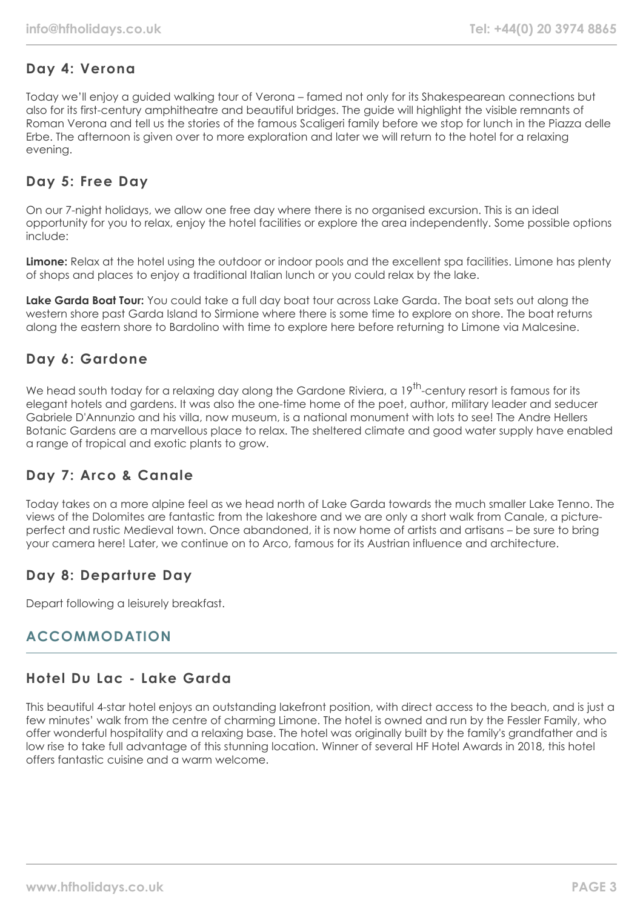## Day 4: Verona

Today we'll enjoy a guided walking tour of Verona – famed not only for its Shakespearean connections but also for its first-century amphitheatre and beautiful bridges. The guide will highlight the visible remnants of Roman Verona and tell us the stories of the famous Scaligeri family before we stop for lunch in the Piazza delle Erbe. The afternoon is given over to more exploration and later we will return to the hotel for a relaxing evening.

## Day 5: Free Day

On our 7-night holidays, we allow one free day where there is no organised excursion. This is an ideal opportunity for you to relax, enjoy the hotel facilities or explore the area independently. Some possible options include:

**Limone:** Relax at the hotel using the outdoor or indoor pools and the excellent spa facilities. Limone has plenty of shops and places to enjoy a traditional Italian lunch or you could relax by the lake.

**Lake Garda Boat Tour:** You could take a full day boat tour across Lake Garda. The boat sets out along the western shore past Garda Island to Sirmione where there is some time to explore on shore. The boat returns along the eastern shore to Bardolino with time to explore here before returning to Limone via Malcesine.

## Day 6: Gardone

We head south today for a relaxing day along the Gardone Riviera, a 19th-century resort is famous for its elegant hotels and gardens. It was also the one-time home of the poet, author, military leader and seducer Gabriele D'Annunzio and his villa, now museum, is a national monument with lots to see! The Andre Hellers Botanic Gardens are a marvellous place to relax. The sheltered climate and good water supply have enabled a range of tropical and exotic plants to grow.

## Day 7: Arco & Canale

Today takes on a more alpine feel as we head north of Lake Garda towards the much smaller Lake Tenno. The views of the Dolomites are fantastic from the lakeshore and we are only a short walk from Canale, a picture-perfect and rustic Medieval town. Once abandoned, it is now home of artists and artisans – be sure to bring your camera here! Later, we continue on to Arco, famous for its Austrian influence and architecture.

## Day 8: Departure Day

Depart following a leisurely breakfast.

# ACCOMMODATION

## Hotel Du Lac - Lake Garda

This beautiful 4-star hotel enjoys an outstanding lakefront position, with direct access to the beach, and is just a few minutes' walk from the centre of charming Limone. The hotel is owned and run by the Fessler Family, who offer wonderful hospitality and a relaxing base. The hotel was originally built by the family's grandfather and is low rise to take full advantage of this stunning location. Winner of several HF Hotel Awards in 2018, this hotel offers fantastic cuisine and a warm welcome.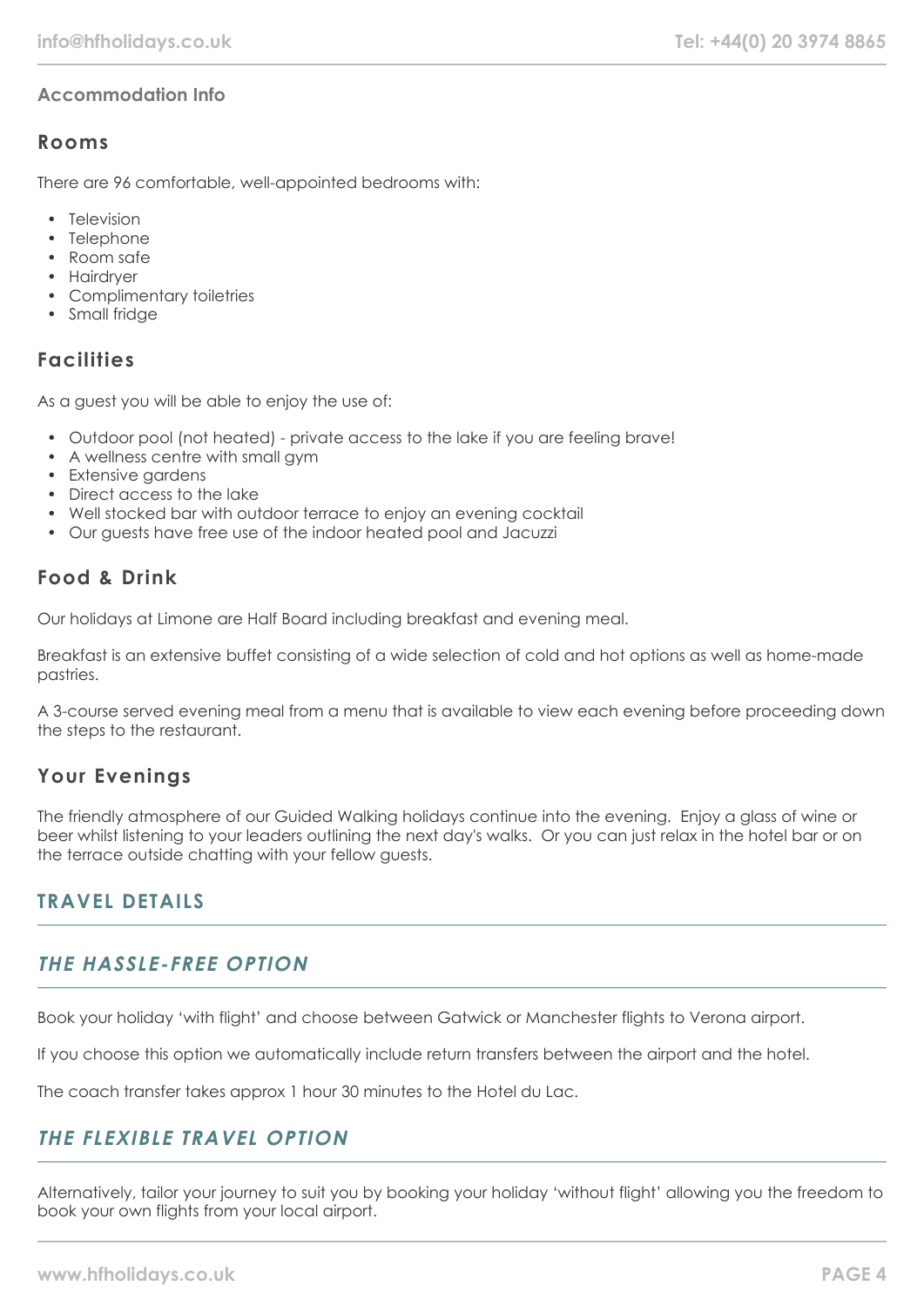### Accommodation Info

## Rooms

There are 96 comfortable, well-appointed bedrooms with:

- Television
- Telephone
- Room safe
- Hairdryer
- Complimentary toiletries
- Small fridge

## Facilities

As a guest you will be able to enjoy the use of:

- Outdoor pool (not heated) - private access to the lake if you are feeling brave!
- A wellness centre with small gym
- Extensive gardens
- Direct access to the lake
- Well stocked bar with outdoor terrace to enjoy an evening cocktail
- Our guests have free use of the indoor heated pool and Jacuzzi

## Food & Drink

Our holidays at Limone are Half Board including breakfast and evening meal.

Breakfast is an extensive buffet consisting of a wide selection of cold and hot options as well as home-made pastries.

A 3-course served evening meal from a menu that is available to view each evening before proceeding down the steps to the restaurant.

## Your Evenings

The friendly atmosphere of our Guided Walking holidays continue into the evening. Enjoy a glass of wine or beer whilst listening to your leaders outlining the next day's walks. Or you can just relax in the hotel bar or on the terrace outside chatting with your fellow guests.

## TRAVEL DETAILS

### *THE HASSLE-FREE OPTION*

Book your holiday 'with flight' and choose between Gatwick or Manchester flights to Verona airport.

If you choose this option we automatically include return transfers between the airport and the hotel.

The coach transfer takes approx 1 hour 30 minutes to the Hotel du Lac.

### *THE FLEXIBLE TRAVEL OPTION*

Alternatively, tailor your journey to suit you by booking your holiday 'without flight' allowing you the freedom to book your own flights from your local airport.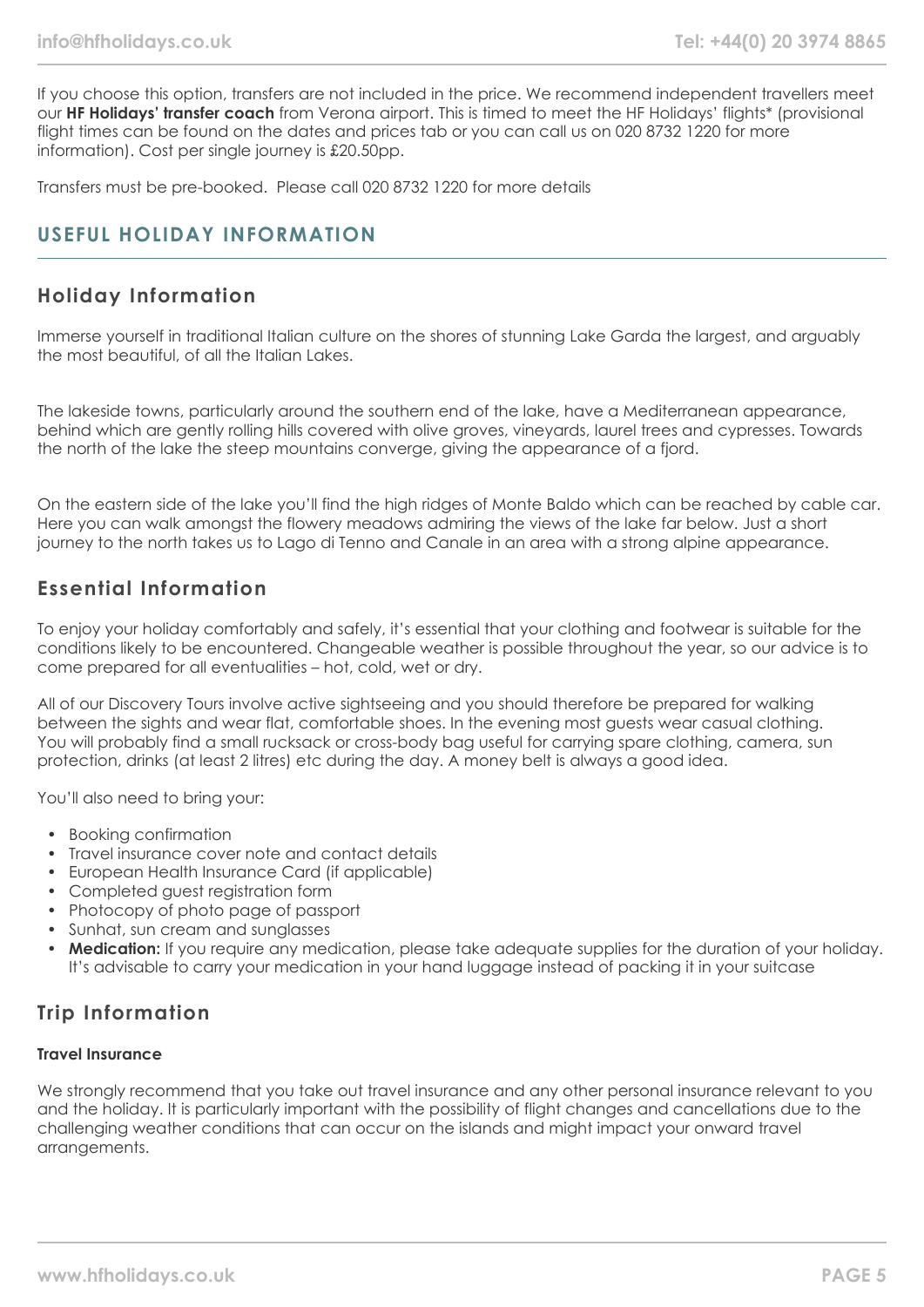If you choose this option, transfers are not included in the price. We recommend independent travellers meet our **HF Holidays' transfer coach** from Verona airport. This is timed to meet the HF Holidays' flights* (provisional flight times can be found on the dates and prices tab or you can call us on 020 8732 1220 for more information). Cost per single journey is £20.50pp.

Transfers must be pre-booked. Please call 020 8732 1220 for more details

## USEFUL HOLIDAY INFORMATION

### Holiday Information

Immerse yourself in traditional Italian culture on the shores of stunning Lake Garda the largest, and arguably the most beautiful, of all the Italian Lakes.

The lakeside towns, particularly around the southern end of the lake, have a Mediterranean appearance, behind which are gently rolling hills covered with olive groves, vineyards, laurel trees and cypresses. Towards the north of the lake the steep mountains converge, giving the appearance of a fjord.

On the eastern side of the lake you'll find the high ridges of Monte Baldo which can be reached by cable car. Here you can walk amongst the flowery meadows admiring the views of the lake far below. Just a short journey to the north takes us to Lago di Tenno and Canale in an area with a strong alpine appearance.

### Essential Information

To enjoy your holiday comfortably and safely, it's essential that your clothing and footwear is suitable for the conditions likely to be encountered. Changeable weather is possible throughout the year, so our advice is to come prepared for all eventualities – hot, cold, wet or dry.

All of our Discovery Tours involve active sightseeing and you should therefore be prepared for walking between the sights and wear flat, comfortable shoes. In the evening most guests wear casual clothing. You will probably find a small rucksack or cross-body bag useful for carrying spare clothing, camera, sun protection, drinks (at least 2 litres) etc during the day. A money belt is always a good idea.

You'll also need to bring your:

- Booking confirmation
- Travel insurance cover note and contact details
- European Health Insurance Card (if applicable)
- Completed guest registration form
- Photocopy of photo page of passport
- Sunhat, sun cream and sunglasses
- **Medication:** If you require any medication, please take adequate supplies for the duration of your holiday. It's advisable to carry your medication in your hand luggage instead of packing it in your suitcase

### Trip Information

#### Travel Insurance

We strongly recommend that you take out travel insurance and any other personal insurance relevant to you and the holiday. It is particularly important with the possibility of flight changes and cancellations due to the challenging weather conditions that can occur on the islands and might impact your onward travel arrangements.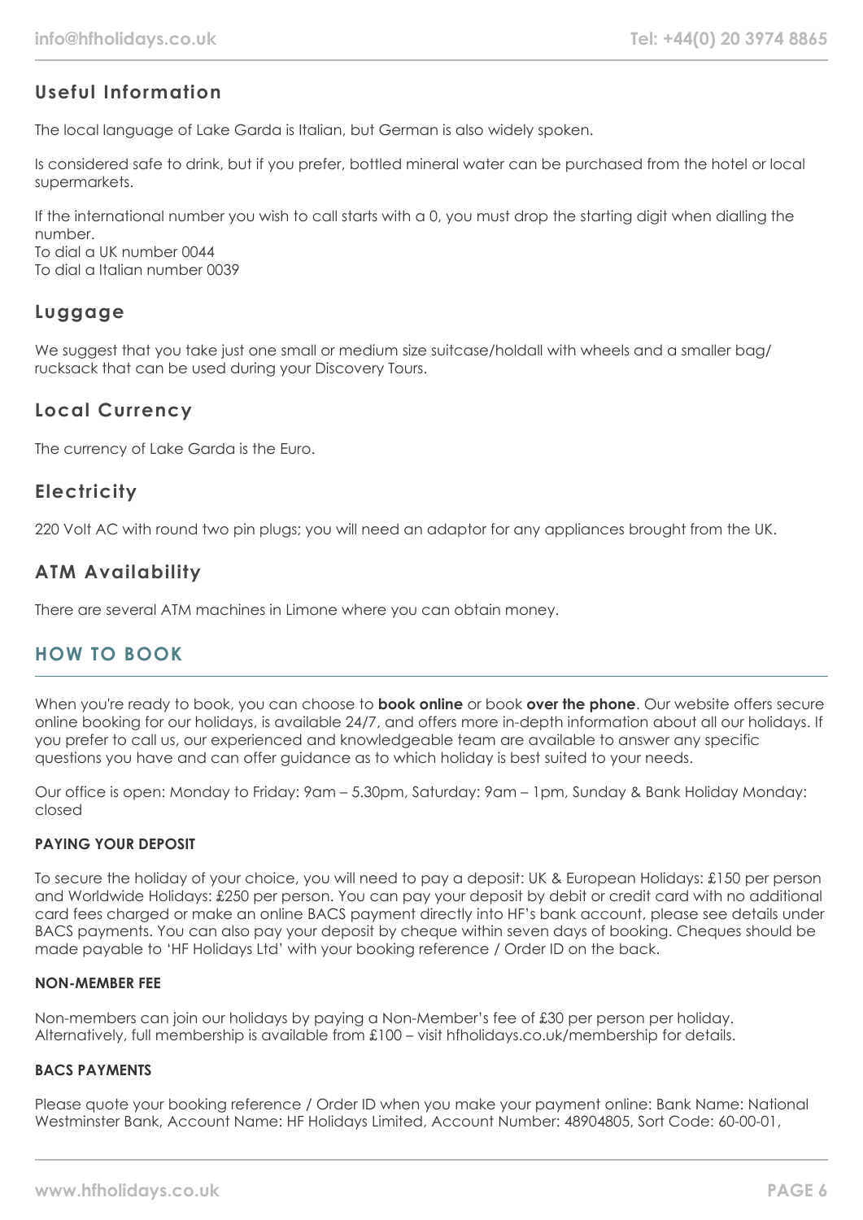## Useful Information

The local language of Lake Garda is Italian, but German is also widely spoken.

Is considered safe to drink, but if you prefer, bottled mineral water can be purchased from the hotel or local supermarkets.

If the international number you wish to call starts with a 0, you must drop the starting digit when dialling the number.
To dial a UK number 0044
To dial a Italian number 0039

## Luggage

We suggest that you take just one small or medium size suitcase/holdall with wheels and a smaller bag/ rucksack that can be used during your Discovery Tours.

## Local Currency

The currency of Lake Garda is the Euro.

## Electricity

220 Volt AC with round two pin plugs; you will need an adaptor for any appliances brought from the UK.

## ATM Availability

There are several ATM machines in Limone where you can obtain money.

# HOW TO BOOK

When you're ready to book, you can choose to **book online** or book **over the phone**. Our website offers secure online booking for our holidays, is available 24/7, and offers more in-depth information about all our holidays. If you prefer to call us, our experienced and knowledgeable team are available to answer any specific questions you have and can offer guidance as to which holiday is best suited to your needs.

Our office is open: Monday to Friday: 9am – 5.30pm, Saturday: 9am – 1pm, Sunday & Bank Holiday Monday: closed

### PAYING YOUR DEPOSIT

To secure the holiday of your choice, you will need to pay a deposit: UK & European Holidays: £150 per person and Worldwide Holidays: £250 per person. You can pay your deposit by debit or credit card with no additional card fees charged or make an online BACS payment directly into HF's bank account, please see details under BACS payments. You can also pay your deposit by cheque within seven days of booking. Cheques should be made payable to 'HF Holidays Ltd' with your booking reference / Order ID on the back.

### NON-MEMBER FEE

Non-members can join our holidays by paying a Non-Member's fee of £30 per person per holiday. Alternatively, full membership is available from £100 – visit hfholidays.co.uk/membership for details.

### BACS PAYMENTS

Please quote your booking reference / Order ID when you make your payment online: Bank Name: National Westminster Bank, Account Name: HF Holidays Limited, Account Number: 48904805, Sort Code: 60-00-01,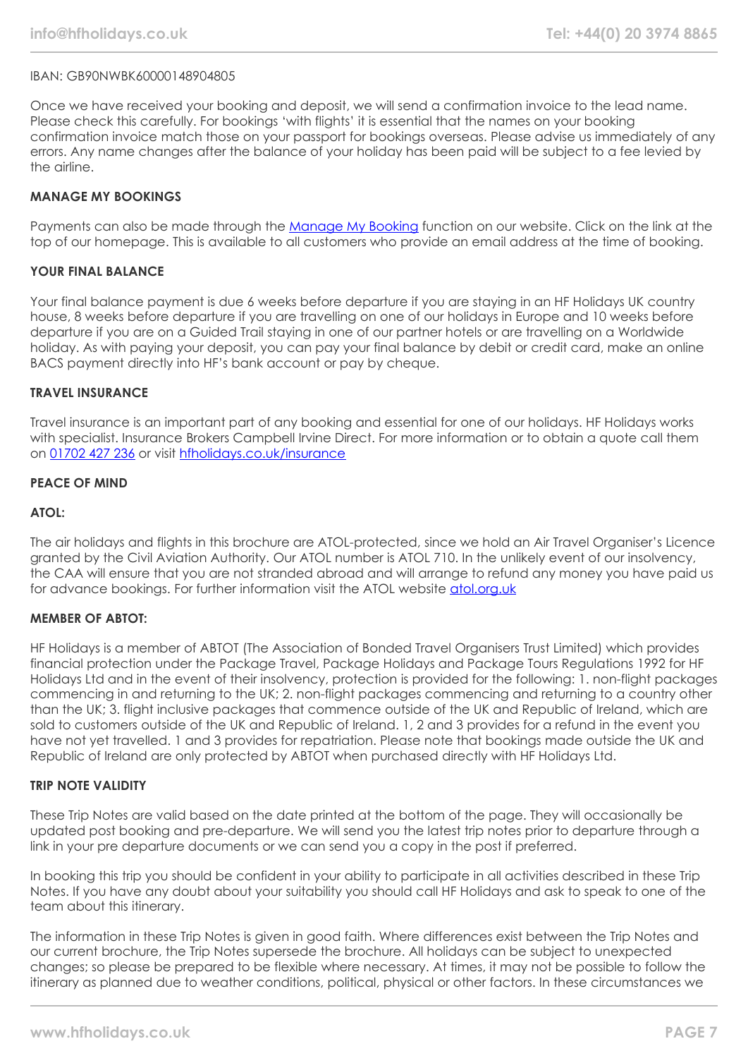IBAN: GB90NWBK60000148904805

Once we have received your booking and deposit, we will send a confirmation invoice to the lead name. Please check this carefully. For bookings 'with flights' it is essential that the names on your booking confirmation invoice match those on your passport for bookings overseas. Please advise us immediately of any errors. Any name changes after the balance of your holiday has been paid will be subject to a fee levied by the airline.

**MANAGE MY BOOKINGS**

Payments can also be made through the [Manage My Booking](Manage My Booking) function on our website. Click on the link at the top of our homepage. This is available to all customers who provide an email address at the time of booking.

**YOUR FINAL BALANCE**

Your final balance payment is due 6 weeks before departure if you are staying in an HF Holidays UK country house, 8 weeks before departure if you are travelling on one of our holidays in Europe and 10 weeks before departure if you are on a Guided Trail staying in one of our partner hotels or are travelling on a Worldwide holiday. As with paying your deposit, you can pay your final balance by debit or credit card, make an online BACS payment directly into HF's bank account or pay by cheque.

**TRAVEL INSURANCE**

Travel insurance is an important part of any booking and essential for one of our holidays. HF Holidays works with specialist. Insurance Brokers Campbell Irvine Direct. For more information or to obtain a quote call them on 01702 427 236 or visit hfholidays.co.uk/insurance

**PEACE OF MIND**

**ATOL:**

The air holidays and flights in this brochure are ATOL-protected, since we hold an Air Travel Organiser's Licence granted by the Civil Aviation Authority. Our ATOL number is ATOL 710. In the unlikely event of our insolvency, the CAA will ensure that you are not stranded abroad and will arrange to refund any money you have paid us for advance bookings. For further information visit the ATOL website atol.org.uk

**MEMBER OF ABTOT:**

HF Holidays is a member of ABTOT (The Association of Bonded Travel Organisers Trust Limited) which provides financial protection under the Package Travel, Package Holidays and Package Tours Regulations 1992 for HF Holidays Ltd and in the event of their insolvency, protection is provided for the following: 1. non-flight packages commencing in and returning to the UK; 2. non-flight packages commencing and returning to a country other than the UK; 3. flight inclusive packages that commence outside of the UK and Republic of Ireland, which are sold to customers outside of the UK and Republic of Ireland. 1, 2 and 3 provides for a refund in the event you have not yet travelled. 1 and 3 provides for repatriation. Please note that bookings made outside the UK and Republic of Ireland are only protected by ABTOT when purchased directly with HF Holidays Ltd.

**TRIP NOTE VALIDITY**

These Trip Notes are valid based on the date printed at the bottom of the page. They will occasionally be updated post booking and pre-departure. We will send you the latest trip notes prior to departure through a link in your pre departure documents or we can send you a copy in the post if preferred.

In booking this trip you should be confident in your ability to participate in all activities described in these Trip Notes. If you have any doubt about your suitability you should call HF Holidays and ask to speak to one of the team about this itinerary.

The information in these Trip Notes is given in good faith. Where differences exist between the Trip Notes and our current brochure, the Trip Notes supersede the brochure. All holidays can be subject to unexpected changes; so please be prepared to be flexible where necessary. At times, it may not be possible to follow the itinerary as planned due to weather conditions, political, physical or other factors. In these circumstances we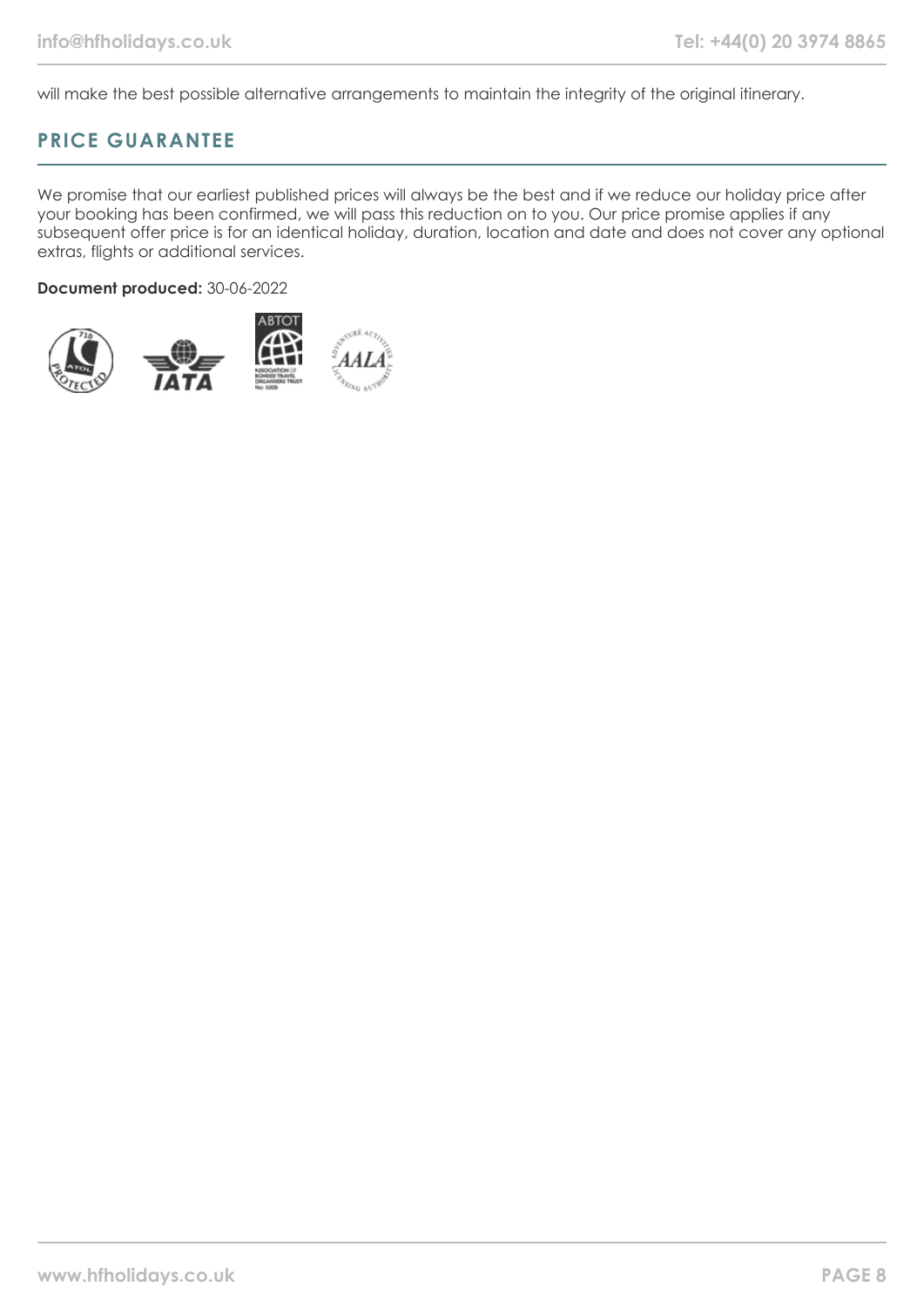will make the best possible alternative arrangements to maintain the integrity of the original itinerary.

## PRICE GUARANTEE

We promise that our earliest published prices will always be the best and if we reduce our holiday price after your booking has been confirmed, we will pass this reduction on to you. Our price promise applies if any subsequent offer price is for an identical holiday, duration, location and date and does not cover any optional extras, flights or additional services.

**Document produced:** 30-06-2022